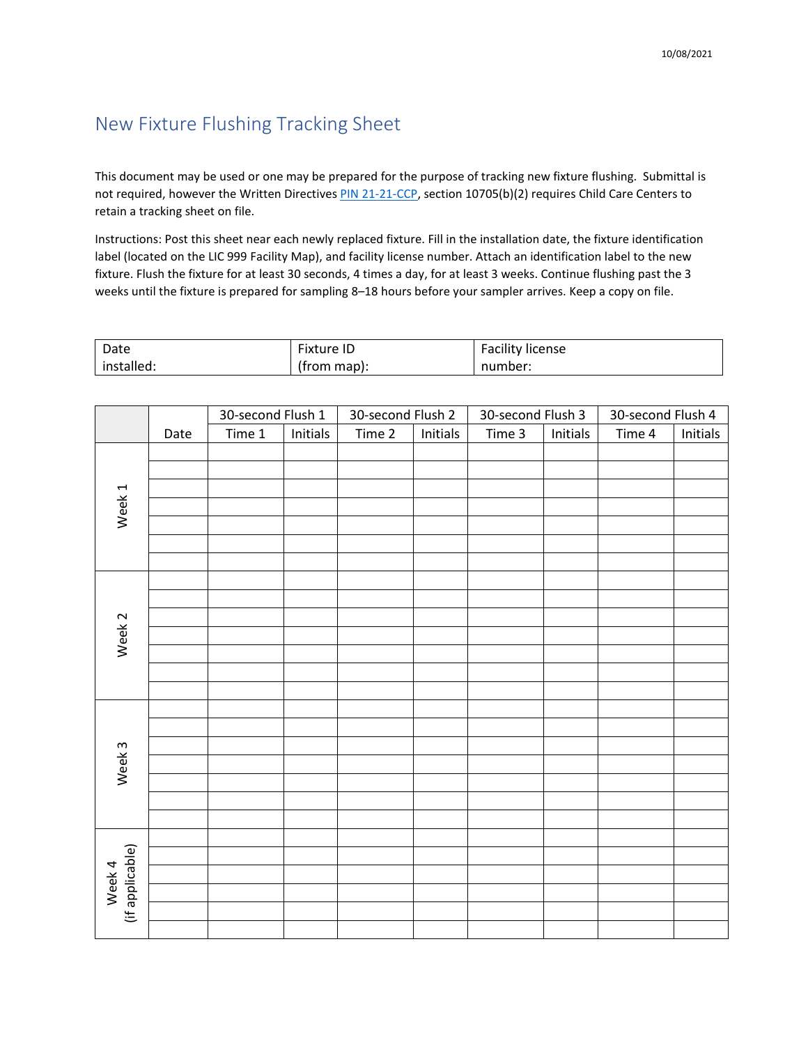10/08/2021

# New Fixture Flushing Tracking Sheet

This document may be used or one may be prepared for the purpose of tracking new fixture flushing. Submittal is not required, however the Written Directives [PIN 21-21-CCP](), section 10705(b)(2) requires Child Care Centers to retain a tracking sheet on file.

Instructions: Post this sheet near each newly replaced fixture. Fill in the installation date, the fixture identification label (located on the LIC 999 Facility Map), and facility license number. Attach an identification label to the new fixture. Flush the fixture for at least 30 seconds, 4 times a day, for at least 3 weeks. Continue flushing past the 3 weeks until the fixture is prepared for sampling 8–18 hours before your sampler arrives. Keep a copy on file.

| Date installed: | Fixture ID (from map): | Facility license number: |
|---|---|---|
| | | |

| | Date | 30-second Flush 1 | | 30-second Flush 2 | | 30-second Flush 3 | | 30-second Flush 4 | |
|---|---|---|---|---|---|---|---|---|---|
| | | Time 1 | Initials | Time 2 | Initials | Time 3 | Initials | Time 4 | Initials |
| Week 1 | | | | | | | | | |
| | | | | | | | | | |
| | | | | | | | | | |
| | | | | | | | | | |
| | | | | | | | | | |
| | | | | | | | | | |
| | | | | | | | | | |
| Week 2 | | | | | | | | | |
| | | | | | | | | | |
| | | | | | | | | | |
| | | | | | | | | | |
| | | | | | | | | | |
| | | | | | | | | | |
| | | | | | | | | | |
| Week 3 | | | | | | | | | |
| | | | | | | | | | |
| | | | | | | | | | |
| | | | | | | | | | |
| | | | | | | | | | |
| | | | | | | | | | |
| | | | | | | | | | |
| Week 4 (if applicable) | | | | | | | | | |
| | | | | | | | | | |
| | | | | | | | | | |
| | | | | | | | | | |
| | | | | | | | | | |
| | | | | | | | | | |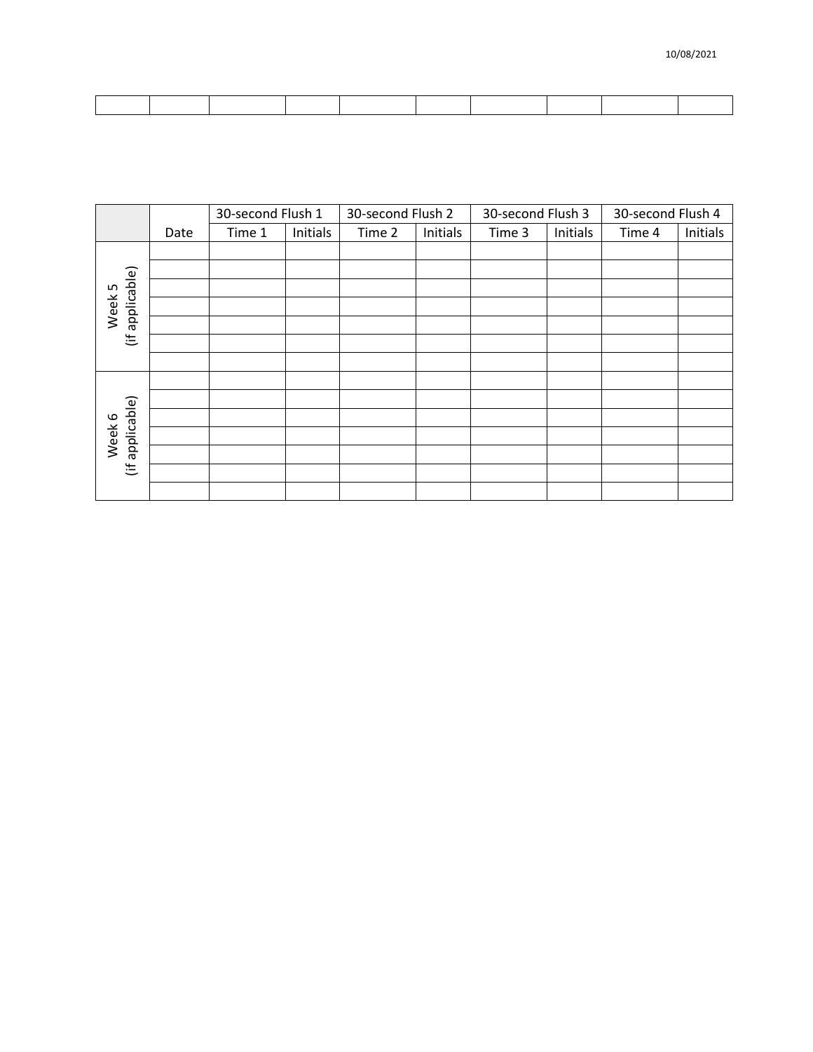| | | | | | | | | | |
|---|---|---|---|---|---|---|---|---|---|
| | | | | | | | | | |

| | | 30-second Flush 1 | | 30-second Flush 2 | | 30-second Flush 3 | | 30-second Flush 4 | |
|---|---|---|---|---|---|---|---|---|---|
| | Date | Time 1 | Initials | Time 2 | Initials | Time 3 | Initials | Time 4 | Initials |
| Week 5 (if applicable) | | | | | | | | | |
| | | | | | | | | | |
| | | | | | | | | | |
| | | | | | | | | | |
| | | | | | | | | | |
| | | | | | | | | | |
| | | | | | | | | | |
| Week 6 (if applicable) | | | | | | | | | |
| | | | | | | | | | |
| | | | | | | | | | |
| | | | | | | | | | |
| | | | | | | | | | |
| | | | | | | | | | |
| | | | | | | | | | |